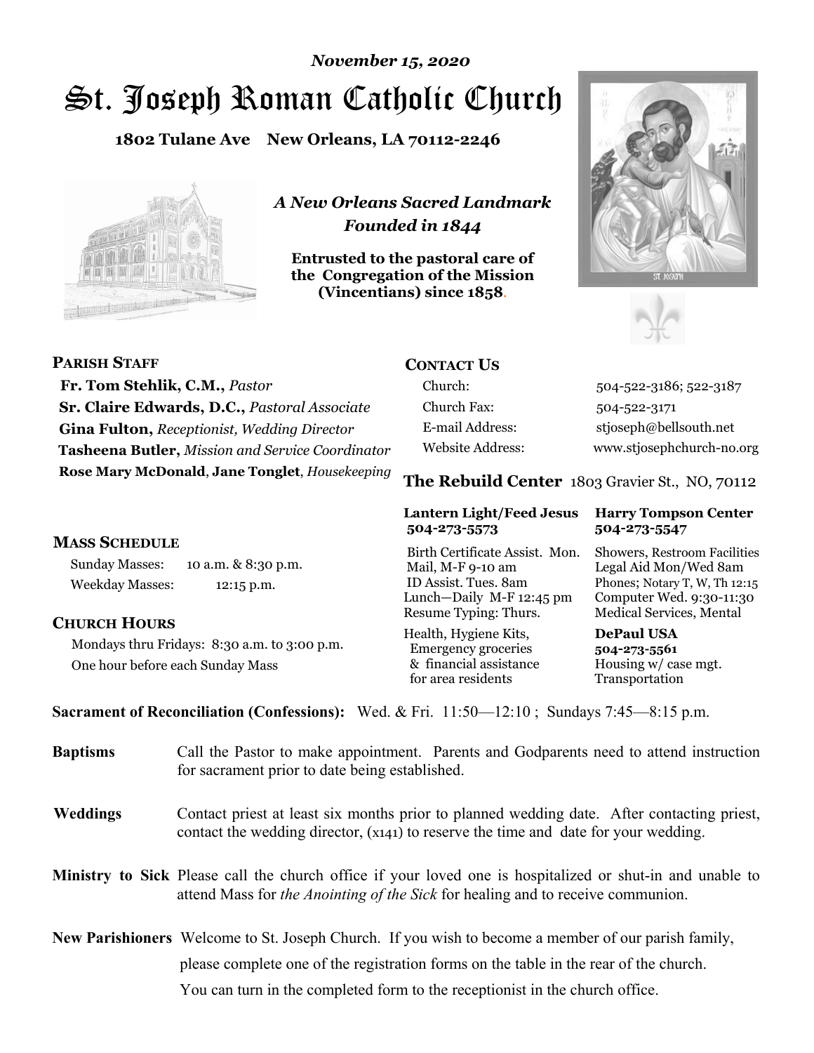*November 15, 2020*

# St. Joseph Roman Catholic Church

**1802 Tulane Ave New Orleans, LA 70112-2246**

*A New Orleans Sacred Landmark*
*Founded in 1844*

**Entrusted to the pastoral care of the Congregation of the Mission (Vincentians) since 1858.**

**PARISH STAFF**

**Fr. Tom Stehlik, C.M.,** *Pastor*
**Sr. Claire Edwards, D.C.,** *Pastoral Associate*
**Gina Fulton,** *Receptionist, Wedding Director*
**Tasheena Butler,** *Mission and Service Coordinator*
**Rose Mary McDonald**, **Jane Tonglet**, *Housekeeping*

**MASS SCHEDULE**

Sunday Masses: 10 a.m. & 8:30 p.m.
Weekday Masses: 12:15 p.m.

**CHURCH HOURS**

Mondays thru Fridays: 8:30 a.m. to 3:00 p.m.
One hour before each Sunday Mass

**CONTACT US**

| | |
|---|---|
| Church: | 504-522-3186; 522-3187 |
| Church Fax: | 504-522-3171 |
| E-mail Address: | stjoseph@bellsouth.net |
| Website Address: | www.stjosephchurch-no.org |

**The Rebuild Center** 1803 Gravier St., NO, 70112

| **Lantern Light/Feed Jesus 504-273-5573** | **Harry Tompson Center 504-273-5547** |
|---|---|
| Birth Certificate Assist. Mon. Mail, M-F 9-10 am ID Assist. Tues. 8am Lunch—Daily M-F 12:45 pm Resume Typing: Thurs. | Showers, Restroom Facilities Legal Aid Mon/Wed 8am Phones; Notary T, W, Th 12:15 Computer Wed. 9:30-11:30 Medical Services, Mental |
| Health, Hygiene Kits, Emergency groceries & financial assistance for area residents | **DePaul USA 504-273-5561** Housing w/ case mgt. Transportation |

**Sacrament of Reconciliation (Confessions):** Wed. & Fri. 11:50—12:10 ; Sundays 7:45—8:15 p.m.

**Baptisms** Call the Pastor to make appointment. Parents and Godparents need to attend instruction for sacrament prior to date being established.

**Weddings** Contact priest at least six months prior to planned wedding date. After contacting priest, contact the wedding director, (x141) to reserve the time and date for your wedding.

**Ministry to Sick** Please call the church office if your loved one is hospitalized or shut-in and unable to attend Mass for *the Anointing of the Sick* for healing and to receive communion.

**New Parishioners** Welcome to St. Joseph Church. If you wish to become a member of our parish family, please complete one of the registration forms on the table in the rear of the church. You can turn in the completed form to the receptionist in the church office.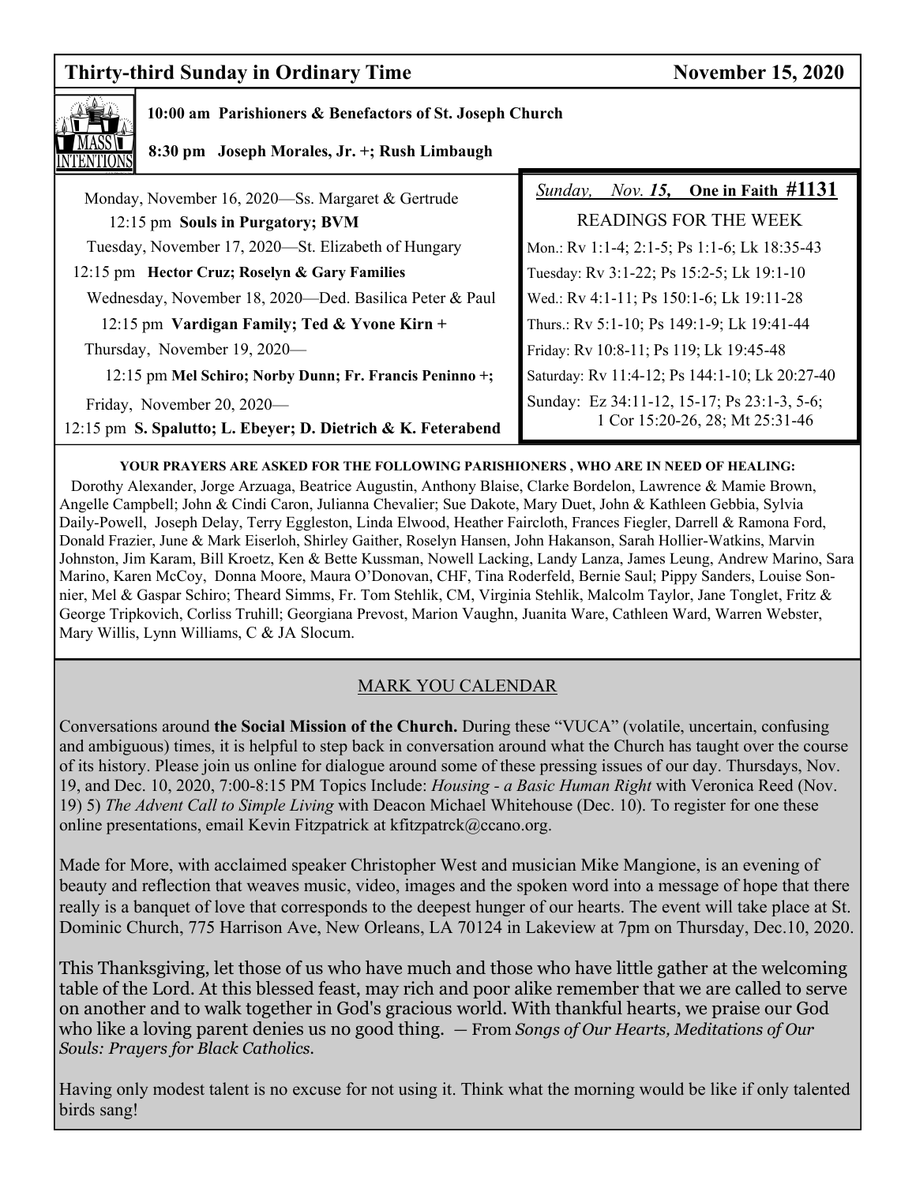## Thirty-third Sunday in Ordinary Time — November 15, 2020

### MASS INTENTIONS

**10:00 am Parishioners & Benefactors of St. Joseph Church**

**8:30 pm Joseph Morales, Jr. +; Rush Limbaugh**

Monday, November 16, 2020—Ss. Margaret & Gertrude
12:15 pm **Souls in Purgatory; BVM**

Tuesday, November 17, 2020—St. Elizabeth of Hungary
12:15 pm **Hector Cruz; Roselyn & Gary Families**

Wednesday, November 18, 2020—Ded. Basilica Peter & Paul
12:15 pm **Vardigan Family; Ted & Yvone Kirn +**

Thursday, November 19, 2020—
12:15 pm **Mel Schiro; Norby Dunn; Fr. Francis Peninno +;**

Friday, November 20, 2020—
12:15 pm **S. Spalutto; L. Ebeyer; D. Dietrich & K. Feterabend**

*Sunday, Nov. **15**,* **One in Faith #1131**

READINGS FOR THE WEEK

Mon.: Rv 1:1-4; 2:1-5; Ps 1:1-6; Lk 18:35-43
Tuesday: Rv 3:1-22; Ps 15:2-5; Lk 19:1-10
Wed.: Rv 4:1-11; Ps 150:1-6; Lk 19:11-28
Thurs.: Rv 5:1-10; Ps 149:1-9; Lk 19:41-44
Friday: Rv 10:8-11; Ps 119; Lk 19:45-48
Saturday: Rv 11:4-12; Ps 144:1-10; Lk 20:27-40
Sunday: Ez 34:11-12, 15-17; Ps 23:1-3, 5-6; 1 Cor 15:20-26, 28; Mt 25:31-46

**YOUR PRAYERS ARE ASKED FOR THE FOLLOWING PARISHIONERS , WHO ARE IN NEED OF HEALING:**

Dorothy Alexander, Jorge Arzuaga, Beatrice Augustin, Anthony Blaise, Clarke Bordelon, Lawrence & Mamie Brown, Angelle Campbell; John & Cindi Caron, Julianna Chevalier; Sue Dakote, Mary Duet, John & Kathleen Gebbia, Sylvia Daily-Powell, Joseph Delay, Terry Eggleston, Linda Elwood, Heather Faircloth, Frances Fiegler, Darrell & Ramona Ford, Donald Frazier, June & Mark Eiserloh, Shirley Gaither, Roselyn Hansen, John Hakanson, Sarah Hollier-Watkins, Marvin Johnston, Jim Karam, Bill Kroetz, Ken & Bette Kussman, Nowell Lacking, Landy Lanza, James Leung, Andrew Marino, Sara Marino, Karen McCoy, Donna Moore, Maura O'Donovan, CHF, Tina Roderfeld, Bernie Saul; Pippy Sanders, Louise Sonnier, Mel & Gaspar Schiro; Theard Simms, Fr. Tom Stehlik, CM, Virginia Stehlik, Malcolm Taylor, Jane Tonglet, Fritz & George Tripkovich, Corliss Truhill; Georgiana Prevost, Marion Vaughn, Juanita Ware, Cathleen Ward, Warren Webster, Mary Willis, Lynn Williams, C & JA Slocum.

### MARK YOU CALENDAR

Conversations around **the Social Mission of the Church.** During these "VUCA" (volatile, uncertain, confusing and ambiguous) times, it is helpful to step back in conversation around what the Church has taught over the course of its history. Please join us online for dialogue around some of these pressing issues of our day. Thursdays, Nov. 19, and Dec. 10, 2020, 7:00-8:15 PM Topics Include: *Housing - a Basic Human Right* with Veronica Reed (Nov. 19) 5) *The Advent Call to Simple Living* with Deacon Michael Whitehouse (Dec. 10). To register for one these online presentations, email Kevin Fitzpatrick at kfitzpatrck@ccano.org.

Made for More, with acclaimed speaker Christopher West and musician Mike Mangione, is an evening of beauty and reflection that weaves music, video, images and the spoken word into a message of hope that there really is a banquet of love that corresponds to the deepest hunger of our hearts. The event will take place at St. Dominic Church, 775 Harrison Ave, New Orleans, LA 70124 in Lakeview at 7pm on Thursday, Dec.10, 2020.

This Thanksgiving, let those of us who have much and those who have little gather at the welcoming table of the Lord. At this blessed feast, may rich and poor alike remember that we are called to serve on another and to walk together in God's gracious world. With thankful hearts, we praise our God who like a loving parent denies us no good thing. — From *Songs of Our Hearts, Meditations of Our Souls: Prayers for Black Catholics.*

Having only modest talent is no excuse for not using it. Think what the morning would be like if only talented birds sang!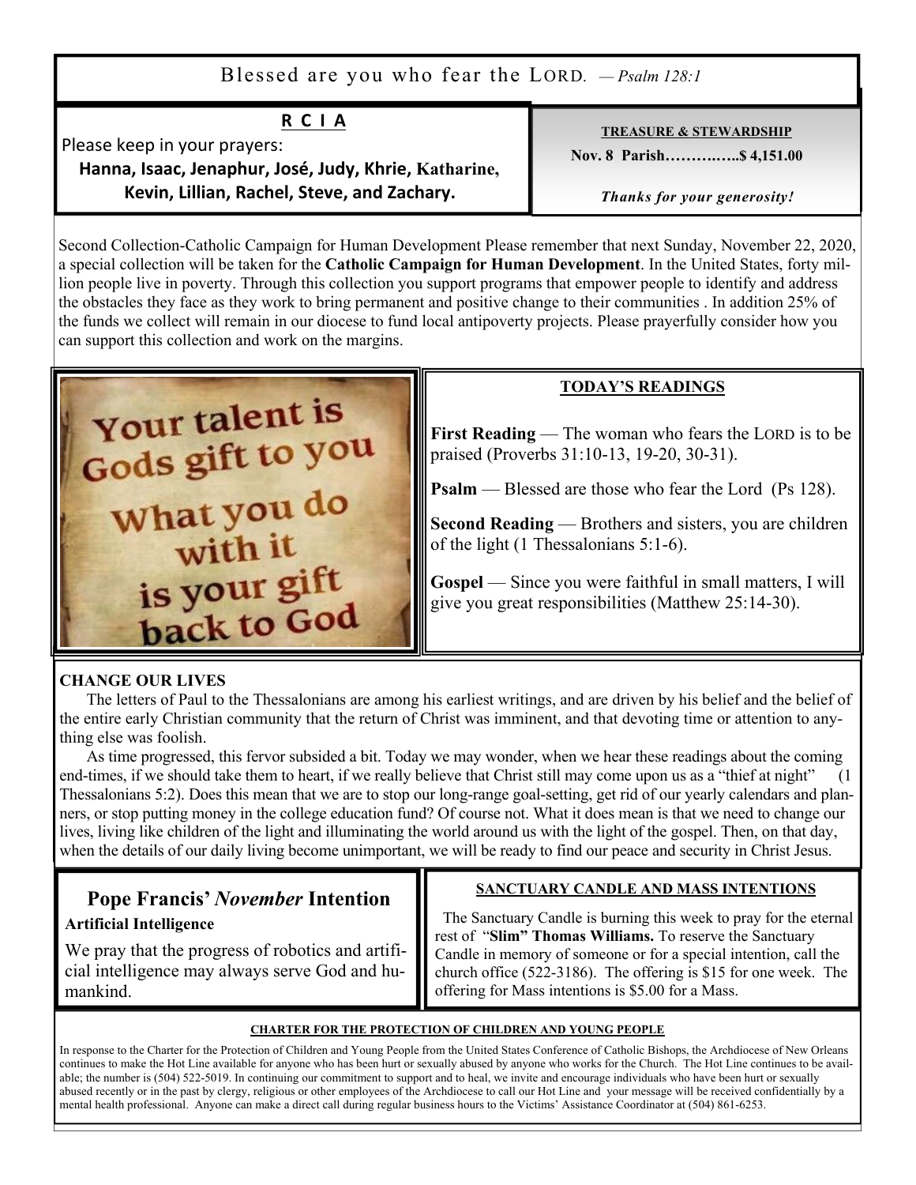Blessed are you who fear the LORD. *— Psalm 128:1*

## R C I A

Please keep in your prayers:

**Hanna, Isaac, Jenaphur, José, Judy, Khrie, Katharine, Kevin, Lillian, Rachel, Steve, and Zachary.**

**TREASURE & STEWARDSHIP**

**Nov. 8 Parish………….…..$ 4,151.00**

***Thanks for your generosity!***

Second Collection-Catholic Campaign for Human Development Please remember that next Sunday, November 22, 2020, a special collection will be taken for the **Catholic Campaign for Human Development**. In the United States, forty million people live in poverty. Through this collection you support programs that empower people to identify and address the obstacles they face as they work to bring permanent and positive change to their communities . In addition 25% of the funds we collect will remain in our diocese to fund local antipoverty projects. Please prayerfully consider how you can support this collection and work on the margins.

Your talent is Gods gift to you What you do with it is your gift back to God

**TODAY'S READINGS**

**First Reading** — The woman who fears the LORD is to be praised (Proverbs 31:10-13, 19-20, 30-31).

**Psalm** — Blessed are those who fear the Lord (Ps 128).

**Second Reading** — Brothers and sisters, you are children of the light (1 Thessalonians 5:1-6).

**Gospel** — Since you were faithful in small matters, I will give you great responsibilities (Matthew 25:14-30).

**CHANGE OUR LIVES**

The letters of Paul to the Thessalonians are among his earliest writings, and are driven by his belief and the belief of the entire early Christian community that the return of Christ was imminent, and that devoting time or attention to anything else was foolish.

As time progressed, this fervor subsided a bit. Today we may wonder, when we hear these readings about the coming end-times, if we should take them to heart, if we really believe that Christ still may come upon us as a "thief at night" (1 Thessalonians 5:2). Does this mean that we are to stop our long-range goal-setting, get rid of our yearly calendars and planners, or stop putting money in the college education fund? Of course not. What it does mean is that we need to change our lives, living like children of the light and illuminating the world around us with the light of the gospel. Then, on that day, when the details of our daily living become unimportant, we will be ready to find our peace and security in Christ Jesus.

## Pope Francis' *November* Intention

**Artificial Intelligence**

We pray that the progress of robotics and artificial intelligence may always serve God and humankind.

**SANCTUARY CANDLE AND MASS INTENTIONS**

The Sanctuary Candle is burning this week to pray for the eternal rest of "**Slim" Thomas Williams.** To reserve the Sanctuary Candle in memory of someone or for a special intention, call the church office (522-3186). The offering is $15 for one week. The offering for Mass intentions is $5.00 for a Mass.

**CHARTER FOR THE PROTECTION OF CHILDREN AND YOUNG PEOPLE**

In response to the Charter for the Protection of Children and Young People from the United States Conference of Catholic Bishops, the Archdiocese of New Orleans continues to make the Hot Line available for anyone who has been hurt or sexually abused by anyone who works for the Church. The Hot Line continues to be available; the number is (504) 522-5019. In continuing our commitment to support and to heal, we invite and encourage individuals who have been hurt or sexually abused recently or in the past by clergy, religious or other employees of the Archdiocese to call our Hot Line and your message will be received confidentially by a mental health professional. Anyone can make a direct call during regular business hours to the Victims' Assistance Coordinator at (504) 861-6253.